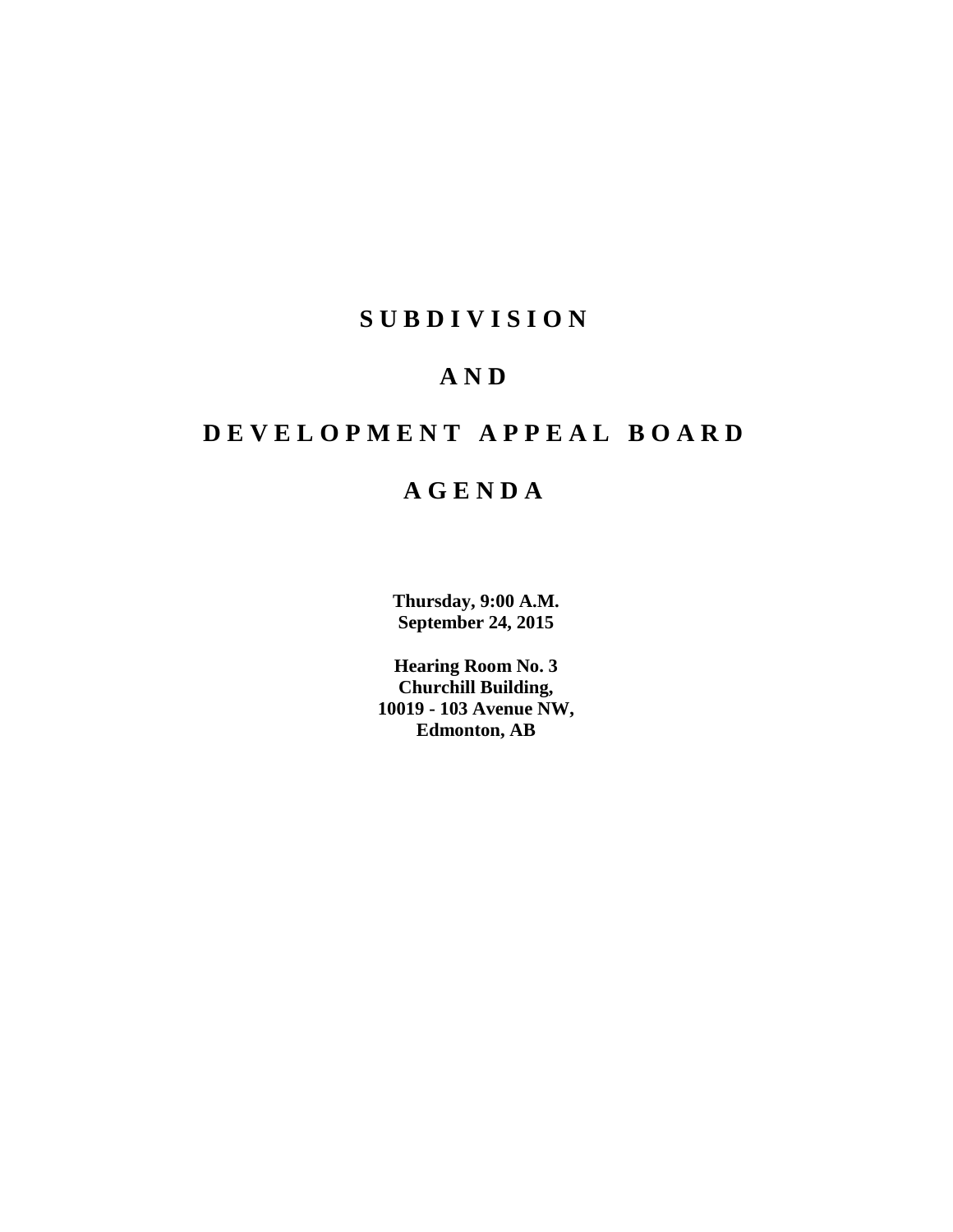# SUBDIVISION

# AND

# DEVELOPMENT APPEAL BOARD

# AGENDA

**Thursday, 9:00 A.M.**
**September 24, 2015**

**Hearing Room No. 3**
**Churchill Building,**
**10019 - 103 Avenue NW,**
**Edmonton, AB**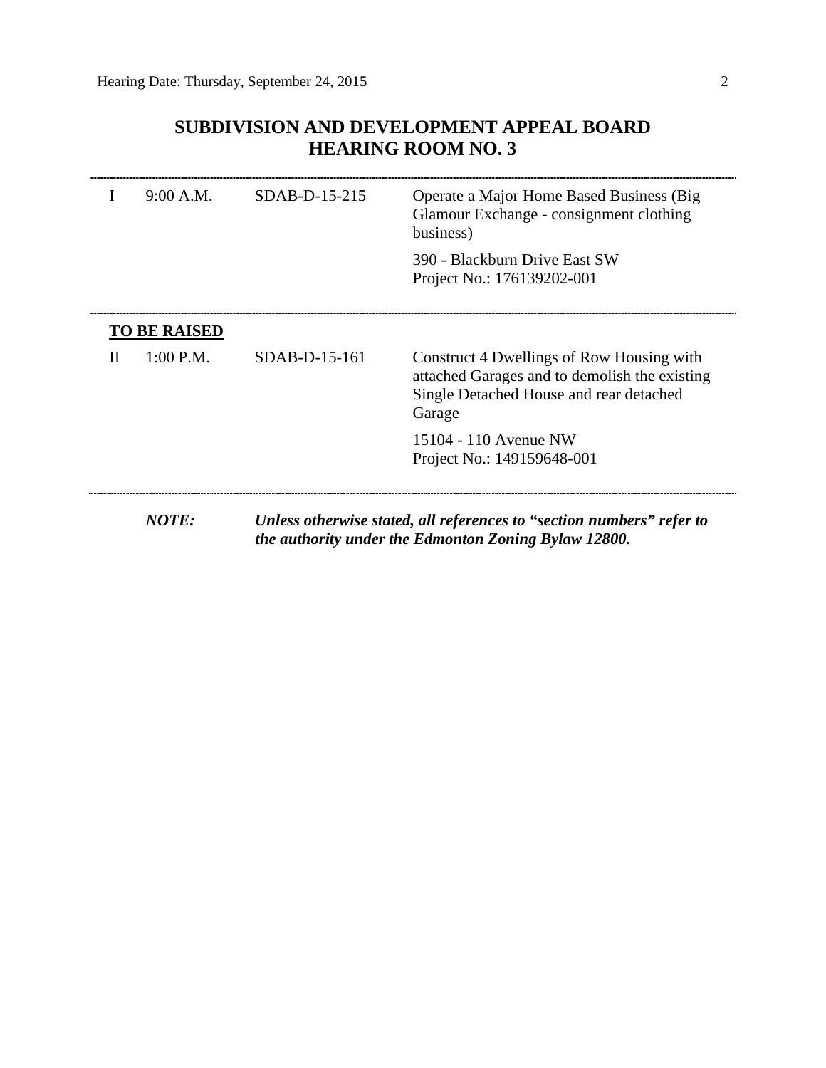# SUBDIVISION AND DEVELOPMENT APPEAL BOARD
# HEARING ROOM NO. 3

| | | | |
|---|---|---|---|
| I | 9:00 A.M. | SDAB-D-15-215 | Operate a Major Home Based Business (Big Glamour Exchange - consignment clothing business)<br><br>390 - Blackburn Drive East SW<br>Project No.: 176139202-001 |

**TO BE RAISED**

| | | | |
|---|---|---|---|
| II | 1:00 P.M. | SDAB-D-15-161 | Construct 4 Dwellings of Row Housing with attached Garages and to demolish the existing Single Detached House and rear detached Garage<br><br>15104 - 110 Avenue NW<br>Project No.: 149159648-001 |

***NOTE:*** ***Unless otherwise stated, all references to "section numbers" refer to the authority under the Edmonton Zoning Bylaw 12800.***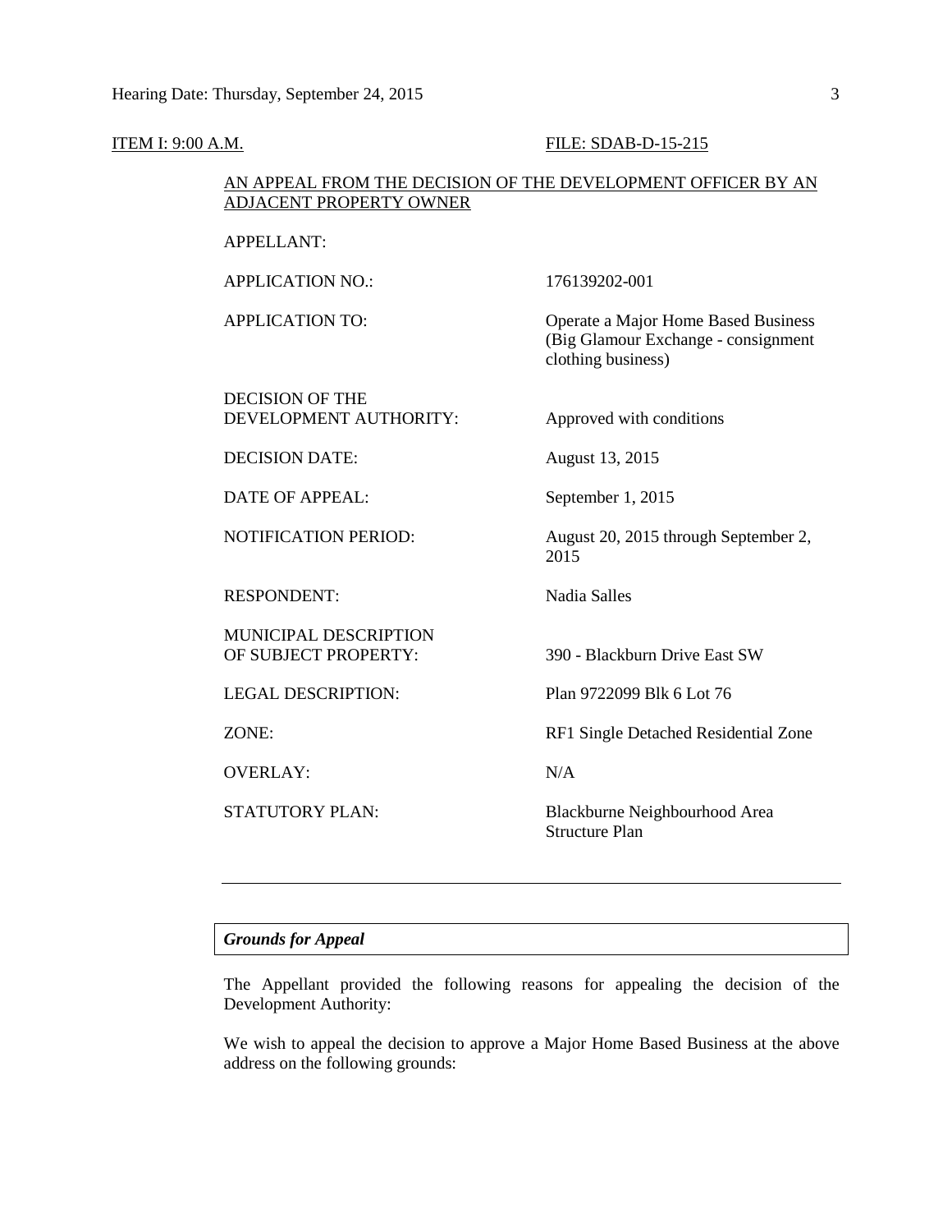ITEM I: 9:00 A.M. FILE: SDAB-D-15-215

AN APPEAL FROM THE DECISION OF THE DEVELOPMENT OFFICER BY AN ADJACENT PROPERTY OWNER

| | |
|---|---|
| APPELLANT: | |
| APPLICATION NO.: | 176139202-001 |
| APPLICATION TO: | Operate a Major Home Based Business (Big Glamour Exchange - consignment clothing business) |
| DECISION OF THE DEVELOPMENT AUTHORITY: | Approved with conditions |
| DECISION DATE: | August 13, 2015 |
| DATE OF APPEAL: | September 1, 2015 |
| NOTIFICATION PERIOD: | August 20, 2015 through September 2, 2015 |
| RESPONDENT: | Nadia Salles |
| MUNICIPAL DESCRIPTION OF SUBJECT PROPERTY: | 390 - Blackburn Drive East SW |
| LEGAL DESCRIPTION: | Plan 9722099 Blk 6 Lot 76 |
| ZONE: | RF1 Single Detached Residential Zone |
| OVERLAY: | N/A |
| STATUTORY PLAN: | Blackburne Neighbourhood Area Structure Plan |

---

*Grounds for Appeal*

The Appellant provided the following reasons for appealing the decision of the Development Authority:

We wish to appeal the decision to approve a Major Home Based Business at the above address on the following grounds: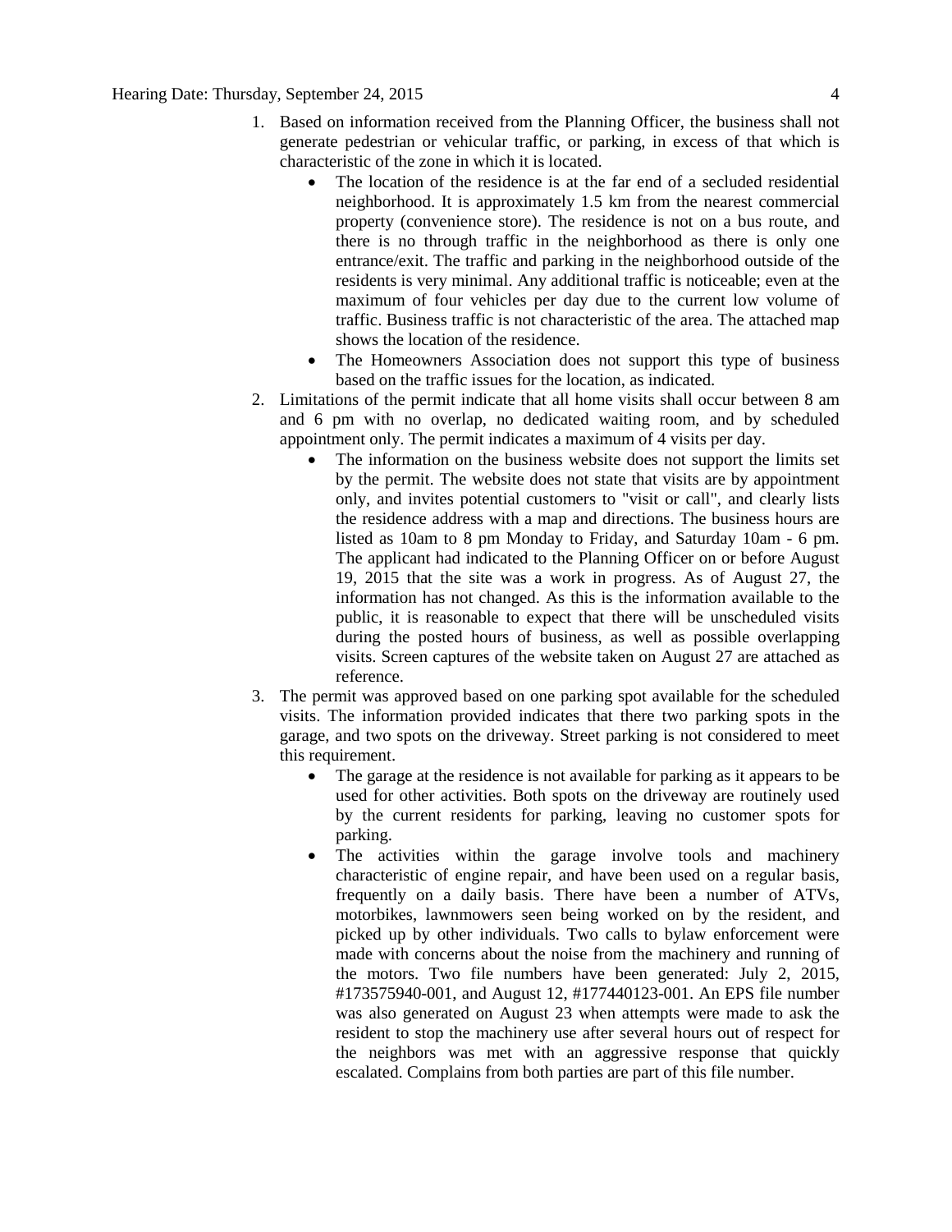1. Based on information received from the Planning Officer, the business shall not generate pedestrian or vehicular traffic, or parking, in excess of that which is characteristic of the zone in which it is located.
    - The location of the residence is at the far end of a secluded residential neighborhood. It is approximately 1.5 km from the nearest commercial property (convenience store). The residence is not on a bus route, and there is no through traffic in the neighborhood as there is only one entrance/exit. The traffic and parking in the neighborhood outside of the residents is very minimal. Any additional traffic is noticeable; even at the maximum of four vehicles per day due to the current low volume of traffic. Business traffic is not characteristic of the area. The attached map shows the location of the residence.
    - The Homeowners Association does not support this type of business based on the traffic issues for the location, as indicated.
2. Limitations of the permit indicate that all home visits shall occur between 8 am and 6 pm with no overlap, no dedicated waiting room, and by scheduled appointment only. The permit indicates a maximum of 4 visits per day.
    - The information on the business website does not support the limits set by the permit. The website does not state that visits are by appointment only, and invites potential customers to "visit or call", and clearly lists the residence address with a map and directions. The business hours are listed as 10am to 8 pm Monday to Friday, and Saturday 10am - 6 pm. The applicant had indicated to the Planning Officer on or before August 19, 2015 that the site was a work in progress. As of August 27, the information has not changed. As this is the information available to the public, it is reasonable to expect that there will be unscheduled visits during the posted hours of business, as well as possible overlapping visits. Screen captures of the website taken on August 27 are attached as reference.
3. The permit was approved based on one parking spot available for the scheduled visits. The information provided indicates that there two parking spots in the garage, and two spots on the driveway. Street parking is not considered to meet this requirement.
    - The garage at the residence is not available for parking as it appears to be used for other activities. Both spots on the driveway are routinely used by the current residents for parking, leaving no customer spots for parking.
    - The activities within the garage involve tools and machinery characteristic of engine repair, and have been used on a regular basis, frequently on a daily basis. There have been a number of ATVs, motorbikes, lawnmowers seen being worked on by the resident, and picked up by other individuals. Two calls to bylaw enforcement were made with concerns about the noise from the machinery and running of the motors. Two file numbers have been generated: July 2, 2015, #173575940-001, and August 12, #177440123-001. An EPS file number was also generated on August 23 when attempts were made to ask the resident to stop the machinery use after several hours out of respect for the neighbors was met with an aggressive response that quickly escalated. Complains from both parties are part of this file number.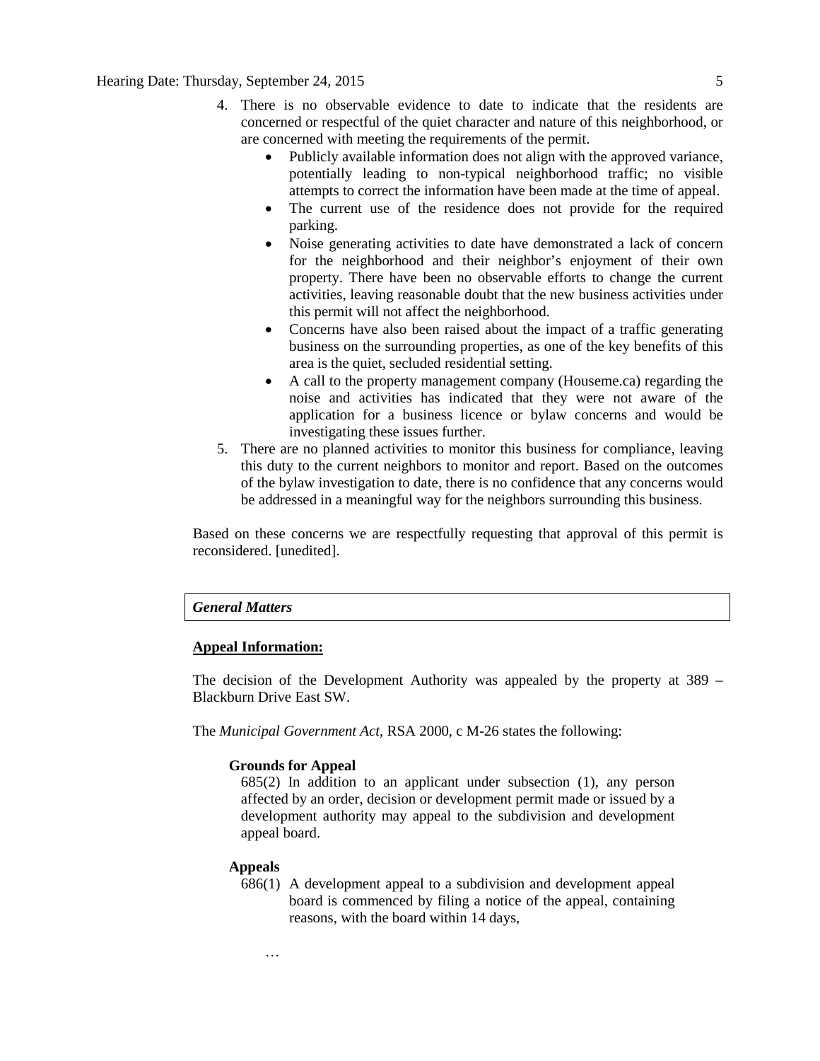4. There is no observable evidence to date to indicate that the residents are concerned or respectful of the quiet character and nature of this neighborhood, or are concerned with meeting the requirements of the permit.
    - Publicly available information does not align with the approved variance, potentially leading to non-typical neighborhood traffic; no visible attempts to correct the information have been made at the time of appeal.
    - The current use of the residence does not provide for the required parking.
    - Noise generating activities to date have demonstrated a lack of concern for the neighborhood and their neighbor's enjoyment of their own property. There have been no observable efforts to change the current activities, leaving reasonable doubt that the new business activities under this permit will not affect the neighborhood.
    - Concerns have also been raised about the impact of a traffic generating business on the surrounding properties, as one of the key benefits of this area is the quiet, secluded residential setting.
    - A call to the property management company (Houseme.ca) regarding the noise and activities has indicated that they were not aware of the application for a business licence or bylaw concerns and would be investigating these issues further.
5. There are no planned activities to monitor this business for compliance, leaving this duty to the current neighbors to monitor and report. Based on the outcomes of the bylaw investigation to date, there is no confidence that any concerns would be addressed in a meaningful way for the neighbors surrounding this business.

Based on these concerns we are respectfully requesting that approval of this permit is reconsidered. [unedited].

***General Matters***

**Appeal Information:**

The decision of the Development Authority was appealed by the property at 389 – Blackburn Drive East SW.

The *Municipal Government Act*, RSA 2000, c M-26 states the following:

> **Grounds for Appeal**
>
> 685(2) In addition to an applicant under subsection (1), any person affected by an order, decision or development permit made or issued by a development authority may appeal to the subdivision and development appeal board.
>
> **Appeals**
>
> 686(1) A development appeal to a subdivision and development appeal board is commenced by filing a notice of the appeal, containing reasons, with the board within 14 days,
>
> …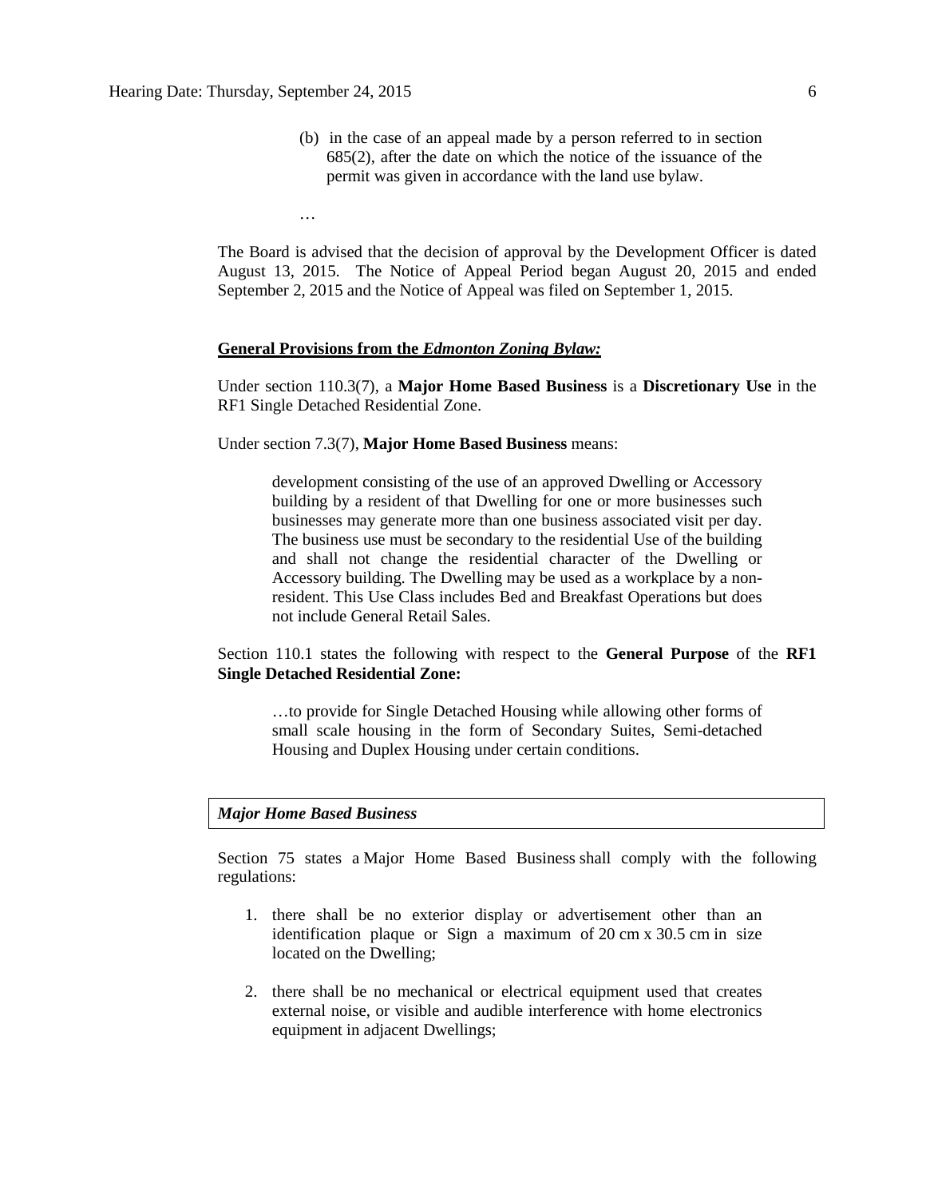(b) in the case of an appeal made by a person referred to in section 685(2), after the date on which the notice of the issuance of the permit was given in accordance with the land use bylaw.

…

The Board is advised that the decision of approval by the Development Officer is dated August 13, 2015. The Notice of Appeal Period began August 20, 2015 and ended September 2, 2015 and the Notice of Appeal was filed on September 1, 2015.

**General Provisions from the *Edmonton Zoning Bylaw:***

Under section 110.3(7), a **Major Home Based Business** is a **Discretionary Use** in the RF1 Single Detached Residential Zone.

Under section 7.3(7), **Major Home Based Business** means:

> development consisting of the use of an approved Dwelling or Accessory building by a resident of that Dwelling for one or more businesses such businesses may generate more than one business associated visit per day. The business use must be secondary to the residential Use of the building and shall not change the residential character of the Dwelling or Accessory building. The Dwelling may be used as a workplace by a non-resident. This Use Class includes Bed and Breakfast Operations but does not include General Retail Sales.

Section 110.1 states the following with respect to the **General Purpose** of the **RF1 Single Detached Residential Zone:**

> …to provide for Single Detached Housing while allowing other forms of small scale housing in the form of Secondary Suites, Semi-detached Housing and Duplex Housing under certain conditions.

***Major Home Based Business***

Section 75 states a Major Home Based Business shall comply with the following regulations:

1. there shall be no exterior display or advertisement other than an identification plaque or Sign a maximum of 20 cm x 30.5 cm in size located on the Dwelling;
2. there shall be no mechanical or electrical equipment used that creates external noise, or visible and audible interference with home electronics equipment in adjacent Dwellings;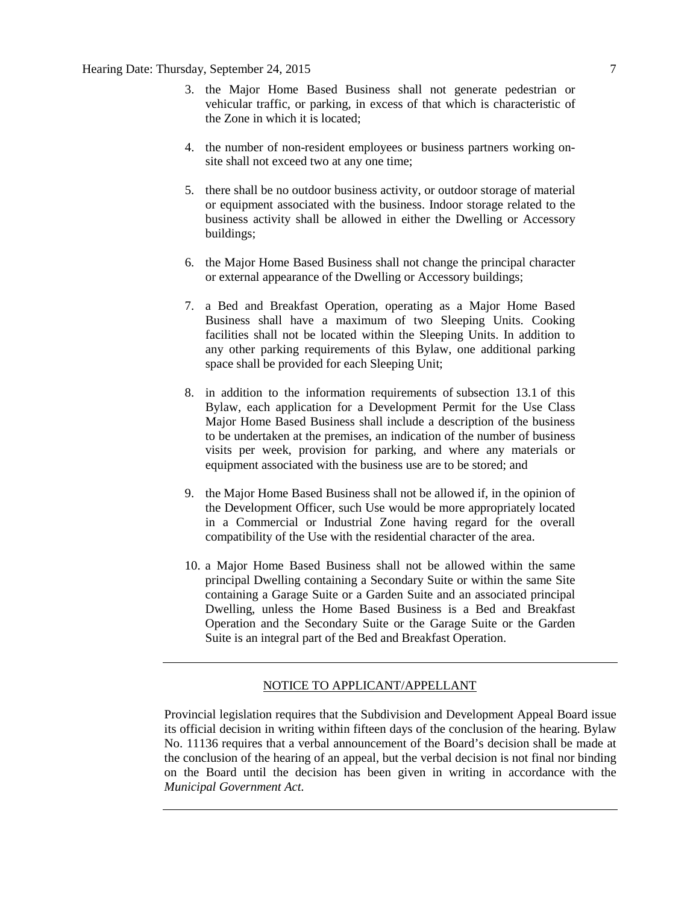3. the Major Home Based Business shall not generate pedestrian or vehicular traffic, or parking, in excess of that which is characteristic of the Zone in which it is located;

4. the number of non-resident employees or business partners working on-site shall not exceed two at any one time;

5. there shall be no outdoor business activity, or outdoor storage of material or equipment associated with the business. Indoor storage related to the business activity shall be allowed in either the Dwelling or Accessory buildings;

6. the Major Home Based Business shall not change the principal character or external appearance of the Dwelling or Accessory buildings;

7. a Bed and Breakfast Operation, operating as a Major Home Based Business shall have a maximum of two Sleeping Units. Cooking facilities shall not be located within the Sleeping Units. In addition to any other parking requirements of this Bylaw, one additional parking space shall be provided for each Sleeping Unit;

8. in addition to the information requirements of subsection 13.1 of this Bylaw, each application for a Development Permit for the Use Class Major Home Based Business shall include a description of the business to be undertaken at the premises, an indication of the number of business visits per week, provision for parking, and where any materials or equipment associated with the business use are to be stored; and

9. the Major Home Based Business shall not be allowed if, in the opinion of the Development Officer, such Use would be more appropriately located in a Commercial or Industrial Zone having regard for the overall compatibility of the Use with the residential character of the area.

10. a Major Home Based Business shall not be allowed within the same principal Dwelling containing a Secondary Suite or within the same Site containing a Garage Suite or a Garden Suite and an associated principal Dwelling, unless the Home Based Business is a Bed and Breakfast Operation and the Secondary Suite or the Garage Suite or the Garden Suite is an integral part of the Bed and Breakfast Operation.

---

NOTICE TO APPLICANT/APPELLANT

Provincial legislation requires that the Subdivision and Development Appeal Board issue its official decision in writing within fifteen days of the conclusion of the hearing. Bylaw No. 11136 requires that a verbal announcement of the Board's decision shall be made at the conclusion of the hearing of an appeal, but the verbal decision is not final nor binding on the Board until the decision has been given in writing in accordance with the *Municipal Government Act.*

---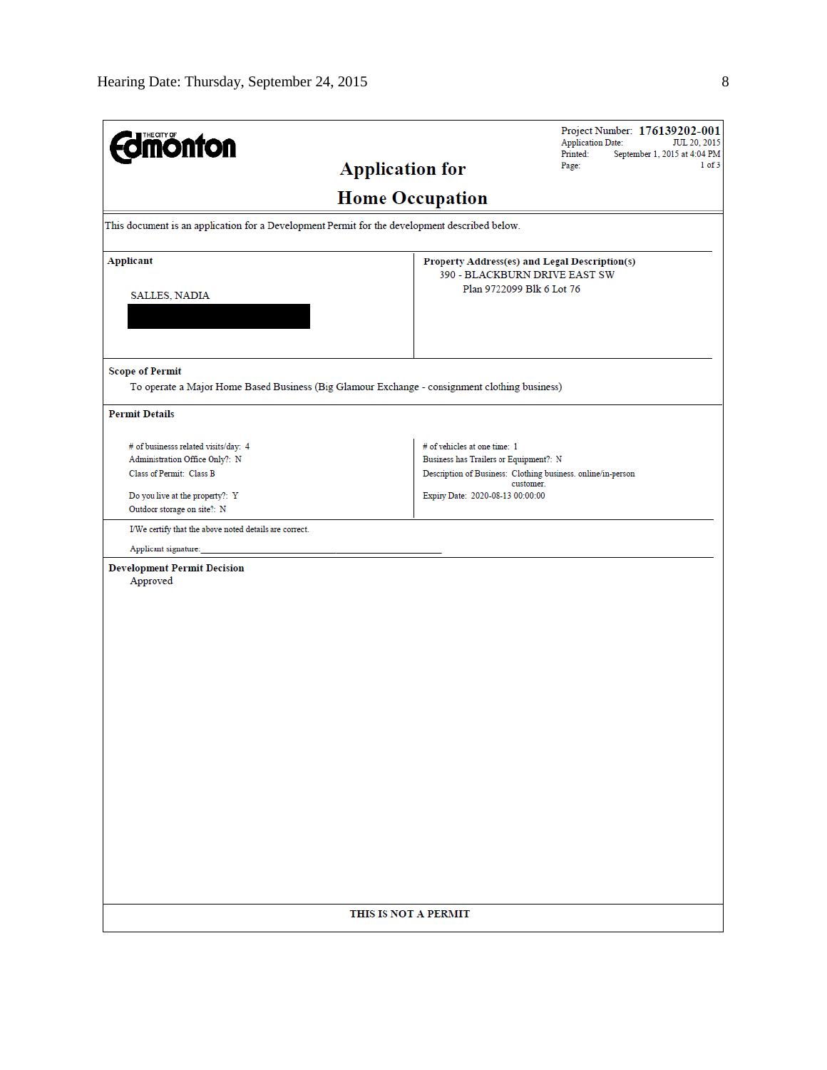THE CITY OF Edmonton

Project Number: **176139202-001**
Application Date: JUL 20, 2015
Printed: September 1, 2015 at 4:04 PM
Page: 1 of 3

# Application for
# Home Occupation

This document is an application for a Development Permit for the development described below.

| **Applicant** | **Property Address(es) and Legal Description(s)** |
| --- | --- |
| SALLES, NADIA | 390 - BLACKBURN DRIVE EAST SW<br>Plan 9722099 Blk 6 Lot 76 |

**Scope of Permit**

To operate a Major Home Based Business (Big Glamour Exchange - consignment clothing business)

**Permit Details**

| | |
| --- | --- |
| # of businesss related visits/day: 4 | # of vehicles at one time: 1 |
| Administration Office Only?: N | Business has Trailers or Equipment?: N |
| Class of Permit: Class B | Description of Business: Clothing business. online/in-person customer. |
| Do you live at the property?: Y | Expiry Date: 2020-08-13 00:00:00 |
| Outdoor storage on site?: N | |

I/We certify that the above noted details are correct.

Applicant signature:_______________________________________

**Development Permit Decision**

Approved

**THIS IS NOT A PERMIT**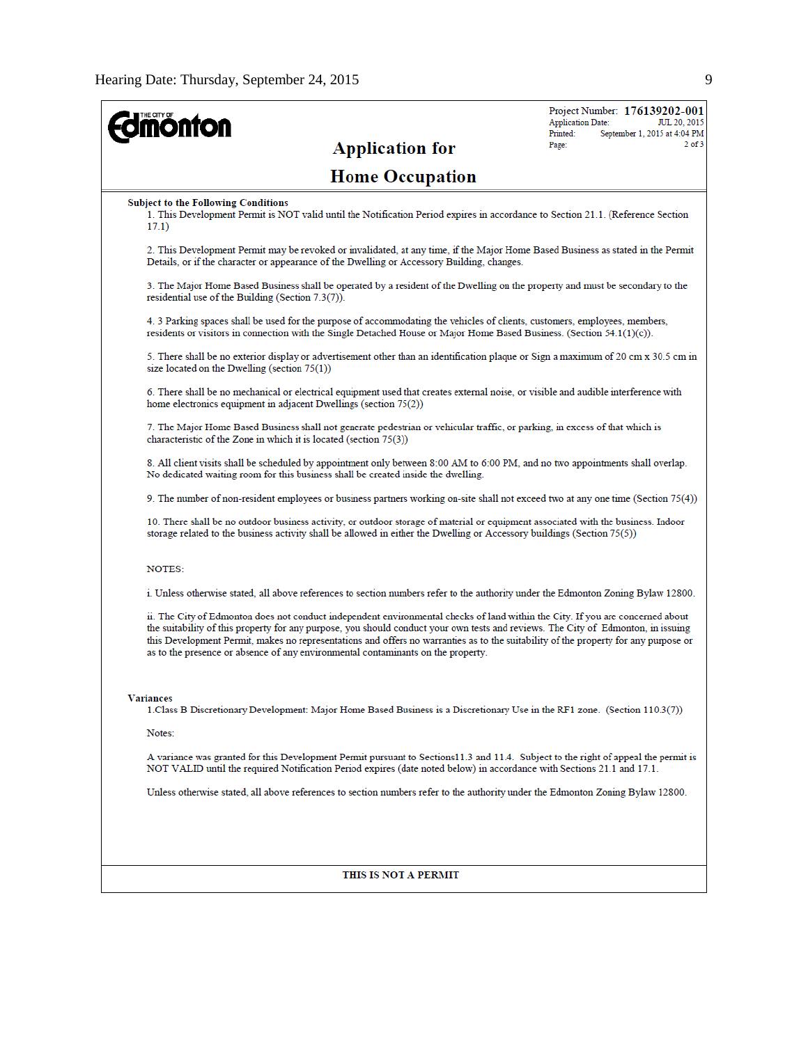THE CITY OF **Edmonton**

Project Number: **176139202-001**
Application Date: JUL 20, 2015
Printed: September 1, 2015 at 4:04 PM
Page: 2 of 3

# Application for

# Home Occupation

**Subject to the Following Conditions**

1. This Development Permit is NOT valid until the Notification Period expires in accordance to Section 21.1. (Reference Section 17.1)

2. This Development Permit may be revoked or invalidated, at any time, if the Major Home Based Business as stated in the Permit Details, or if the character or appearance of the Dwelling or Accessory Building, changes.

3. The Major Home Based Business shall be operated by a resident of the Dwelling on the property and must be secondary to the residential use of the Building (Section 7.3(7)).

4. 3 Parking spaces shall be used for the purpose of accommodating the vehicles of clients, customers, employees, members, residents or visitors in connection with the Single Detached House or Major Home Based Business. (Section 54.1(1)(c)).

5. There shall be no exterior display or advertisement other than an identification plaque or Sign a maximum of 20 cm x 30.5 cm in size located on the Dwelling (section 75(1))

6. There shall be no mechanical or electrical equipment used that creates external noise, or visible and audible interference with home electronics equipment in adjacent Dwellings (section 75(2))

7. The Major Home Based Business shall not generate pedestrian or vehicular traffic, or parking, in excess of that which is characteristic of the Zone in which it is located (section 75(3))

8. All client visits shall be scheduled by appointment only between 8:00 AM to 6:00 PM, and no two appointments shall overlap. No dedicated waiting room for this business shall be created inside the dwelling.

9. The number of non-resident employees or business partners working on-site shall not exceed two at any one time (Section 75(4))

10. There shall be no outdoor business activity, or outdoor storage of material or equipment associated with the business. Indoor storage related to the business activity shall be allowed in either the Dwelling or Accessory buildings (Section 75(5))

NOTES:

i. Unless otherwise stated, all above references to section numbers refer to the authority under the Edmonton Zoning Bylaw 12800.

ii. The City of Edmonton does not conduct independent environmental checks of land within the City. If you are concerned about the suitability of this property for any purpose, you should conduct your own tests and reviews. The City of Edmonton, in issuing this Development Permit, makes no representations and offers no warranties as to the suitability of the property for any purpose or as to the presence or absence of any environmental contaminants on the property.

**Variances**

1.Class B Discretionary Development: Major Home Based Business is a Discretionary Use in the RF1 zone. (Section 110.3(7))

Notes:

A variance was granted for this Development Permit pursuant to Sections11.3 and 11.4. Subject to the right of appeal the permit is NOT VALID until the required Notification Period expires (date noted below) in accordance with Sections 21.1 and 17.1.

Unless otherwise stated, all above references to section numbers refer to the authority under the Edmonton Zoning Bylaw 12800.

**THIS IS NOT A PERMIT**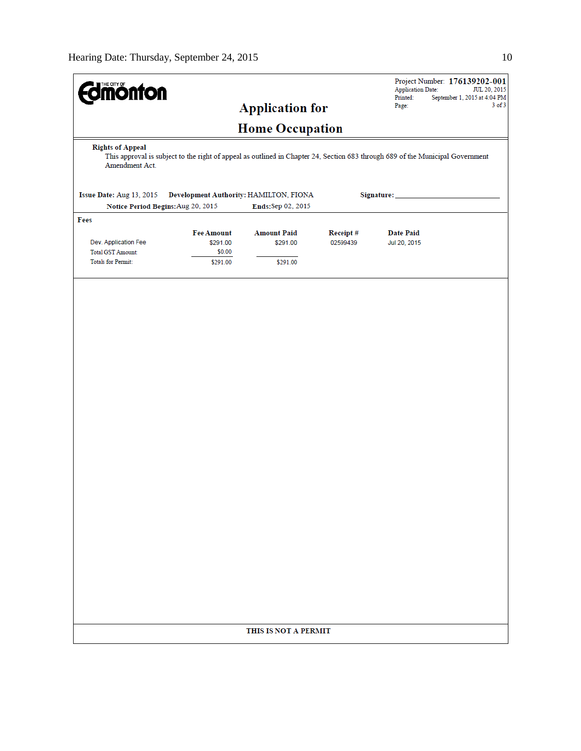**THE CITY OF Edmonton**

Project Number: **176139202-001**
Application Date: JUL 20, 2015
Printed: September 1, 2015 at 4:04 PM
Page: 3 of 3

# Application for Home Occupation

**Rights of Appeal**

This approval is subject to the right of appeal as outlined in Chapter 24, Section 683 through 689 of the Municipal Government Amendment Act.

**Issue Date:** Aug 13, 2015 **Development Authority:** HAMILTON, FIONA **Signature:** ______________________

**Notice Period Begins:** Aug 20, 2015 **Ends:** Sep 02, 2015

**Fees**

| | Fee Amount | Amount Paid | Receipt # | Date Paid |
|---|---|---|---|---|
| Dev. Application Fee | $291.00 | $291.00 | 02599439 | Jul 20, 2015 |
| Total GST Amount: | $0.00 | | | |
| Totals for Permit: | $291.00 | $291.00 | | |

**THIS IS NOT A PERMIT**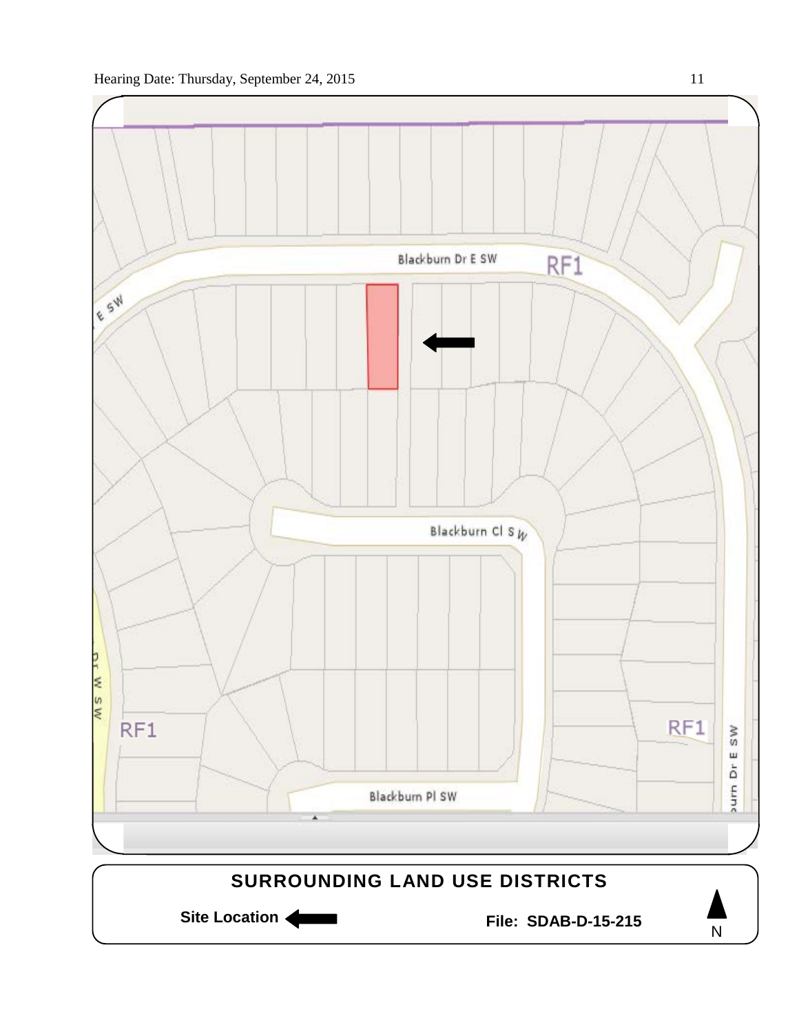Blackburn Dr E SW

RF1

E SW

Blackburn Cl SW

Dr W SW

RF1

RF1

Blackburn Pl SW

urn Dr E SW

**SURROUNDING LAND USE DISTRICTS**

**Site Location** ⬅

**File: SDAB-D-15-215**

N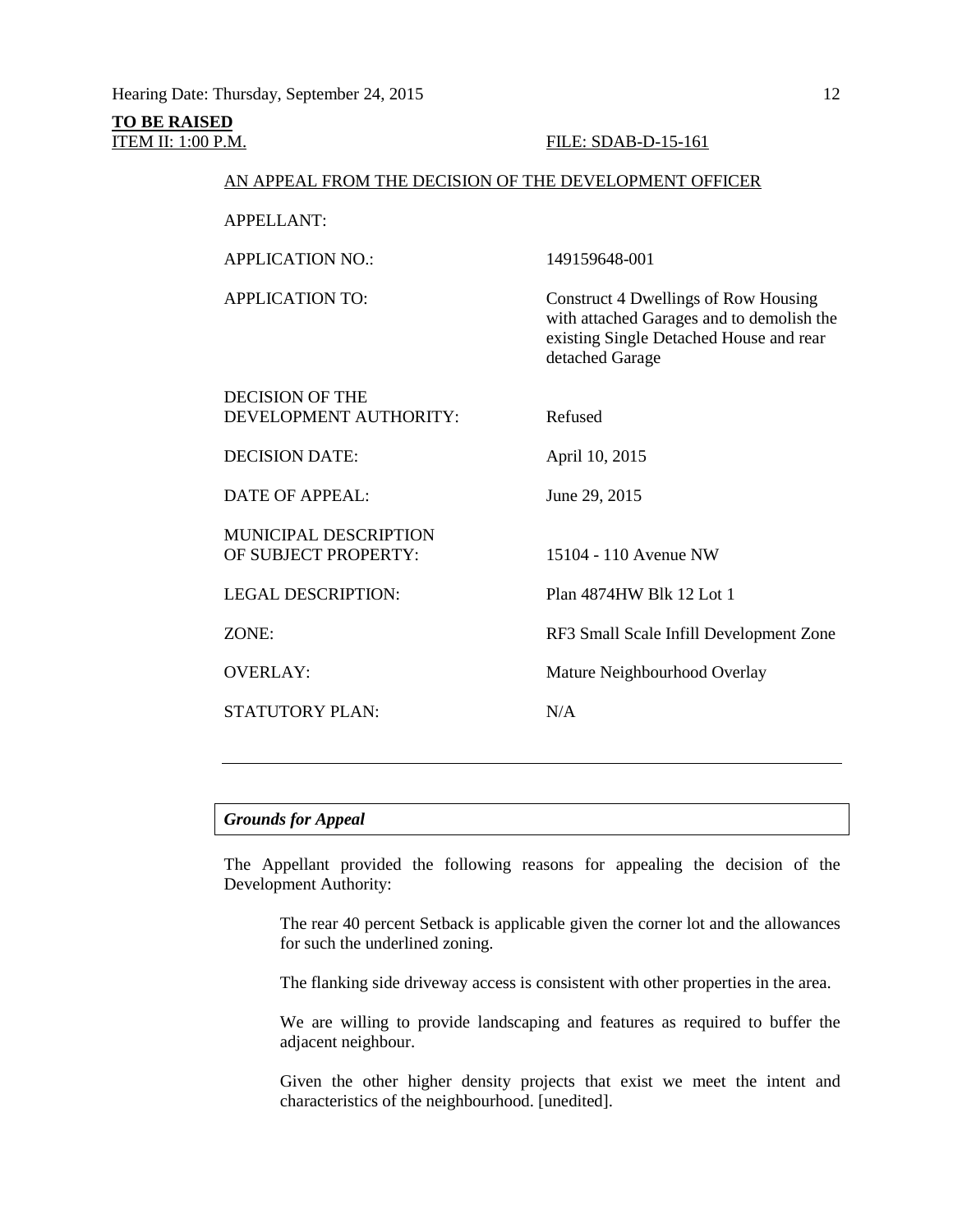**TO BE RAISED**

ITEM II: 1:00 P.M. FILE: SDAB-D-15-161

AN APPEAL FROM THE DECISION OF THE DEVELOPMENT OFFICER

| | |
|---|---|
| APPELLANT: | |
| APPLICATION NO.: | 149159648-001 |
| APPLICATION TO: | Construct 4 Dwellings of Row Housing with attached Garages and to demolish the existing Single Detached House and rear detached Garage |
| DECISION OF THE DEVELOPMENT AUTHORITY: | Refused |
| DECISION DATE: | April 10, 2015 |
| DATE OF APPEAL: | June 29, 2015 |
| MUNICIPAL DESCRIPTION OF SUBJECT PROPERTY: | 15104 - 110 Avenue NW |
| LEGAL DESCRIPTION: | Plan 4874HW Blk 12 Lot 1 |
| ZONE: | RF3 Small Scale Infill Development Zone |
| OVERLAY: | Mature Neighbourhood Overlay |
| STATUTORY PLAN: | N/A |

---

***Grounds for Appeal***

The Appellant provided the following reasons for appealing the decision of the Development Authority:

> The rear 40 percent Setback is applicable given the corner lot and the allowances for such the underlined zoning.
>
> The flanking side driveway access is consistent with other properties in the area.
>
> We are willing to provide landscaping and features as required to buffer the adjacent neighbour.
>
> Given the other higher density projects that exist we meet the intent and characteristics of the neighbourhood. [unedited].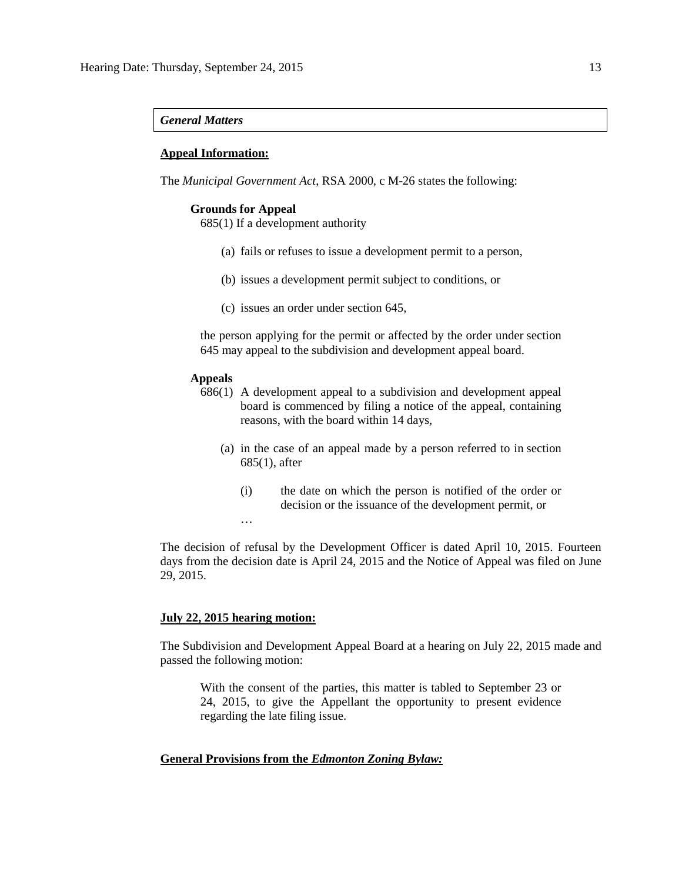***General Matters***

**Appeal Information:**

The *Municipal Government Act*, RSA 2000, c M-26 states the following:

**Grounds for Appeal**

685(1) If a development authority

(a) fails or refuses to issue a development permit to a person,

(b) issues a development permit subject to conditions, or

(c) issues an order under section 645,

the person applying for the permit or affected by the order under section 645 may appeal to the subdivision and development appeal board.

**Appeals**

686(1) A development appeal to a subdivision and development appeal board is commenced by filing a notice of the appeal, containing reasons, with the board within 14 days,

(a) in the case of an appeal made by a person referred to in section 685(1), after

(i) the date on which the person is notified of the order or decision or the issuance of the development permit, or

…

The decision of refusal by the Development Officer is dated April 10, 2015. Fourteen days from the decision date is April 24, 2015 and the Notice of Appeal was filed on June 29, 2015.

**July 22, 2015 hearing motion:**

The Subdivision and Development Appeal Board at a hearing on July 22, 2015 made and passed the following motion:

> With the consent of the parties, this matter is tabled to September 23 or 24, 2015, to give the Appellant the opportunity to present evidence regarding the late filing issue.

**General Provisions from the *Edmonton Zoning Bylaw:***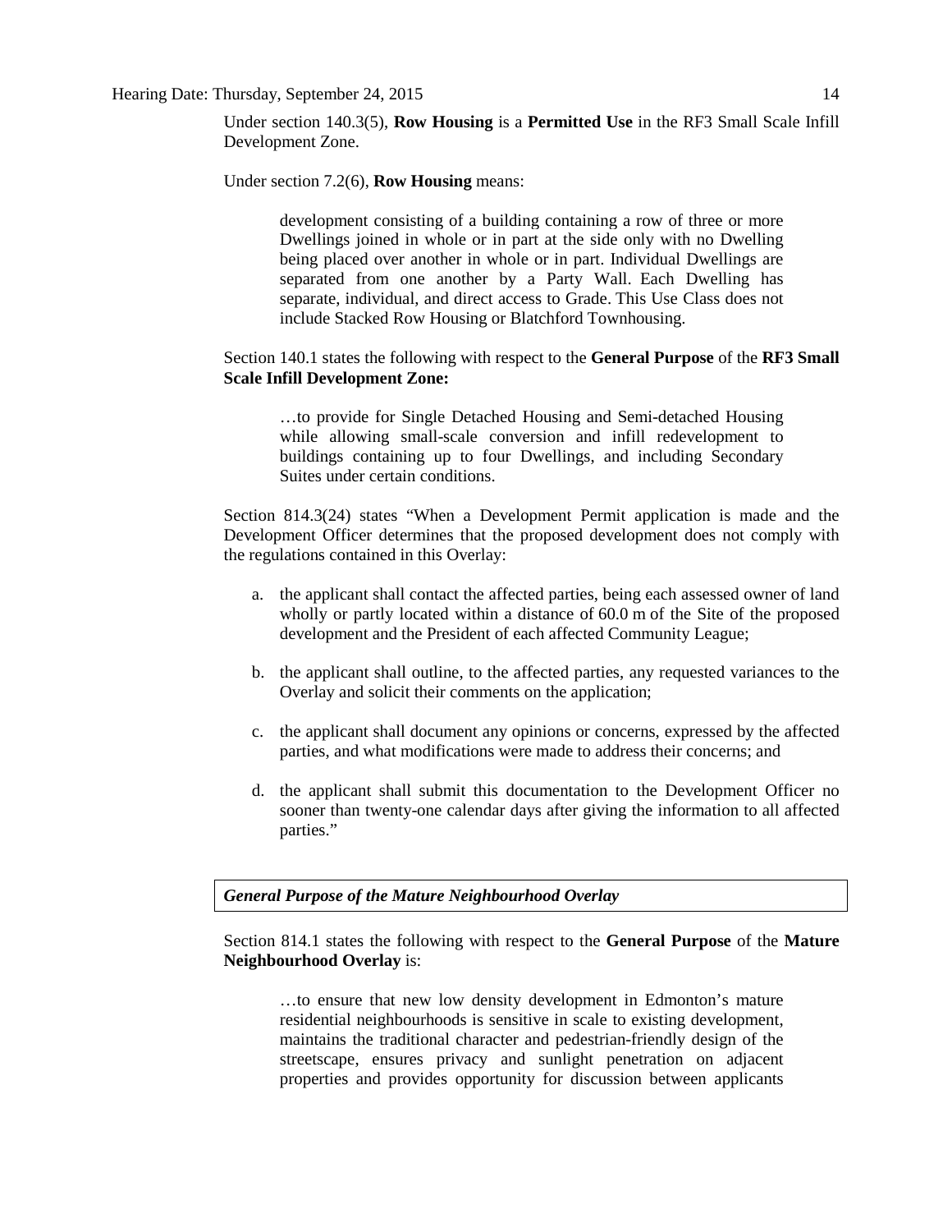Under section 140.3(5), **Row Housing** is a **Permitted Use** in the RF3 Small Scale Infill Development Zone.

Under section 7.2(6), **Row Housing** means:

> development consisting of a building containing a row of three or more Dwellings joined in whole or in part at the side only with no Dwelling being placed over another in whole or in part. Individual Dwellings are separated from one another by a Party Wall. Each Dwelling has separate, individual, and direct access to Grade. This Use Class does not include Stacked Row Housing or Blatchford Townhousing.

Section 140.1 states the following with respect to the **General Purpose** of the **RF3 Small Scale Infill Development Zone:**

> …to provide for Single Detached Housing and Semi-detached Housing while allowing small-scale conversion and infill redevelopment to buildings containing up to four Dwellings, and including Secondary Suites under certain conditions.

Section 814.3(24) states "When a Development Permit application is made and the Development Officer determines that the proposed development does not comply with the regulations contained in this Overlay:

a. the applicant shall contact the affected parties, being each assessed owner of land wholly or partly located within a distance of 60.0 m of the Site of the proposed development and the President of each affected Community League;

b. the applicant shall outline, to the affected parties, any requested variances to the Overlay and solicit their comments on the application;

c. the applicant shall document any opinions or concerns, expressed by the affected parties, and what modifications were made to address their concerns; and

d. the applicant shall submit this documentation to the Development Officer no sooner than twenty-one calendar days after giving the information to all affected parties."

***General Purpose of the Mature Neighbourhood Overlay***

Section 814.1 states the following with respect to the **General Purpose** of the **Mature Neighbourhood Overlay** is:

> …to ensure that new low density development in Edmonton's mature residential neighbourhoods is sensitive in scale to existing development, maintains the traditional character and pedestrian-friendly design of the streetscape, ensures privacy and sunlight penetration on adjacent properties and provides opportunity for discussion between applicants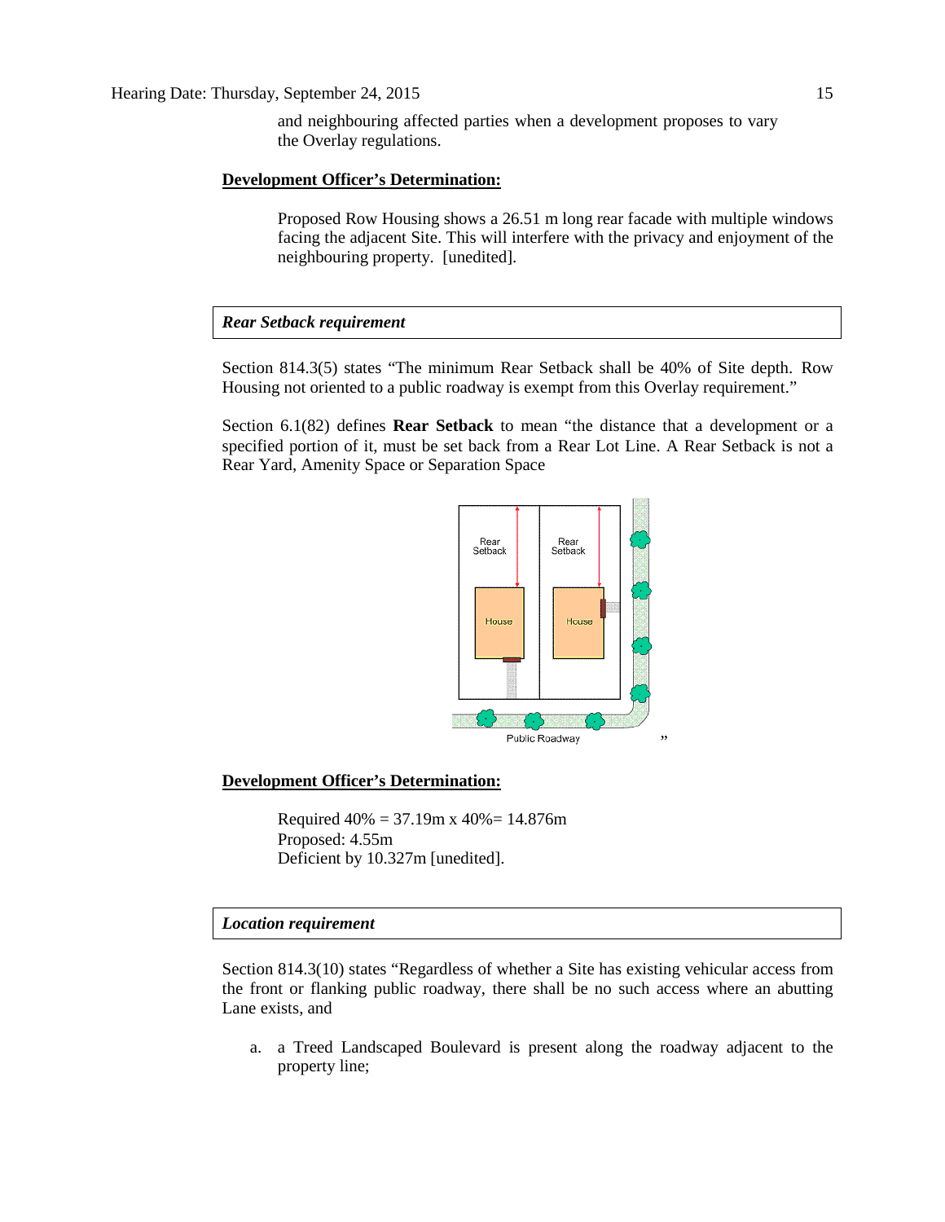and neighbouring affected parties when a development proposes to vary the Overlay regulations.

**Development Officer's Determination:**

Proposed Row Housing shows a 26.51 m long rear facade with multiple windows facing the adjacent Site. This will interfere with the privacy and enjoyment of the neighbouring property. [unedited].

***Rear Setback requirement***

Section 814.3(5) states "The minimum Rear Setback shall be 40% of Site depth. Row Housing not oriented to a public roadway is exempt from this Overlay requirement."

Section 6.1(82) defines **Rear Setback** to mean "the distance that a development or a specified portion of it, must be set back from a Rear Lot Line. A Rear Setback is not a Rear Yard, Amenity Space or Separation Space

Rear Setback | Rear Setback | House | House | Public Roadway

"

**Development Officer's Determination:**

Required 40% = 37.19m x 40%= 14.876m
Proposed: 4.55m
Deficient by 10.327m [unedited].

***Location requirement***

Section 814.3(10) states "Regardless of whether a Site has existing vehicular access from the front or flanking public roadway, there shall be no such access where an abutting Lane exists, and

a. a Treed Landscaped Boulevard is present along the roadway adjacent to the property line;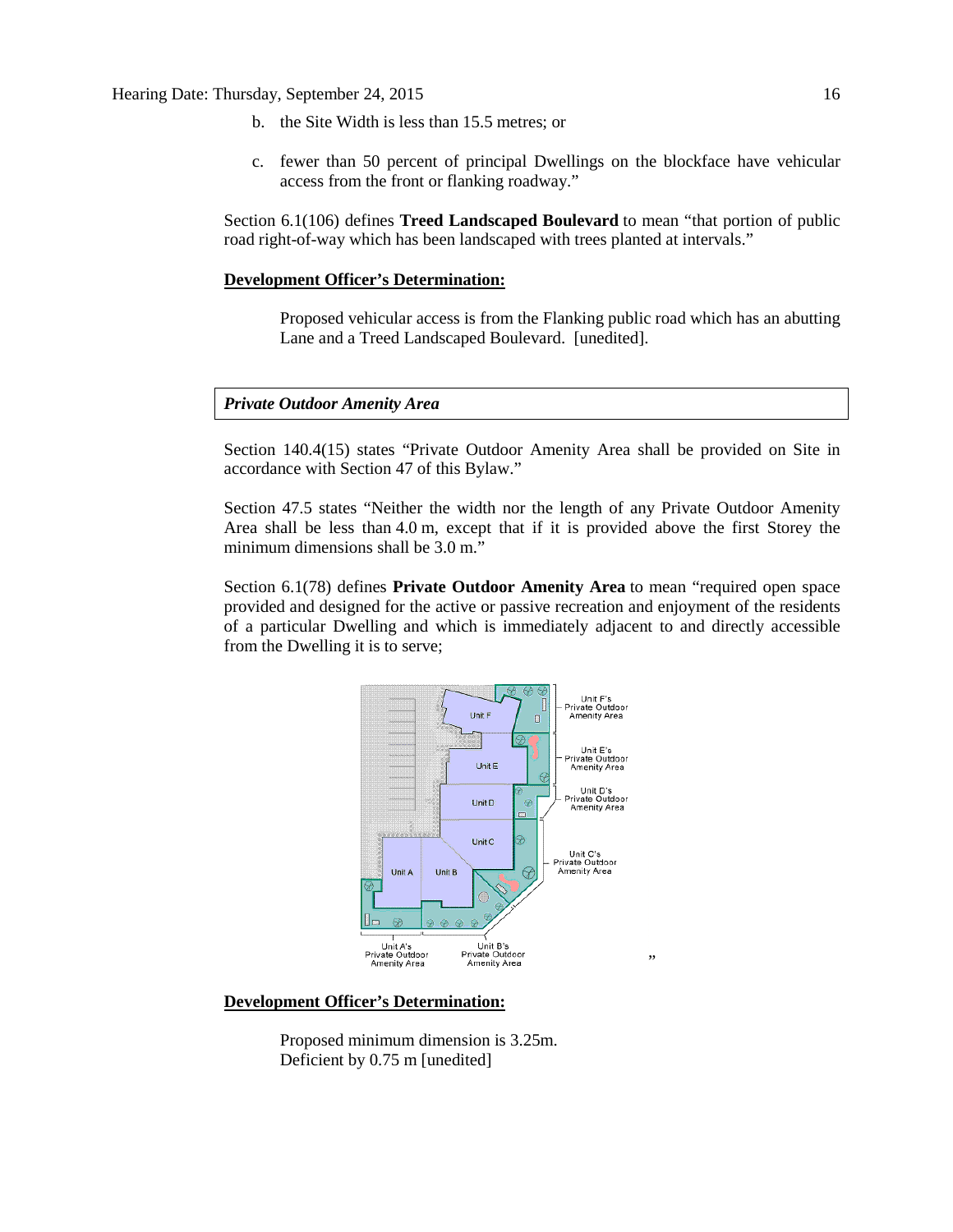b. the Site Width is less than 15.5 metres; or

c. fewer than 50 percent of principal Dwellings on the blockface have vehicular access from the front or flanking roadway."

Section 6.1(106) defines **Treed Landscaped Boulevard** to mean "that portion of public road right-of-way which has been landscaped with trees planted at intervals."

**Development Officer's Determination:**

> Proposed vehicular access is from the Flanking public road which has an abutting Lane and a Treed Landscaped Boulevard. [unedited].

***Private Outdoor Amenity Area***

Section 140.4(15) states "Private Outdoor Amenity Area shall be provided on Site in accordance with Section 47 of this Bylaw."

Section 47.5 states "Neither the width nor the length of any Private Outdoor Amenity Area shall be less than 4.0 m, except that if it is provided above the first Storey the minimum dimensions shall be 3.0 m."

Section 6.1(78) defines **Private Outdoor Amenity Area** to mean "required open space provided and designed for the active or passive recreation and enjoyment of the residents of a particular Dwelling and which is immediately adjacent to and directly accessible from the Dwelling it is to serve;

Unit F's Private Outdoor Amenity Area

Unit E's Private Outdoor Amenity Area

Unit D's Private Outdoor Amenity Area

Unit C's Private Outdoor Amenity Area

Unit A's Private Outdoor Amenity Area

Unit B's Private Outdoor Amenity Area"

**Development Officer's Determination:**

> Proposed minimum dimension is 3.25m.
> Deficient by 0.75 m [unedited]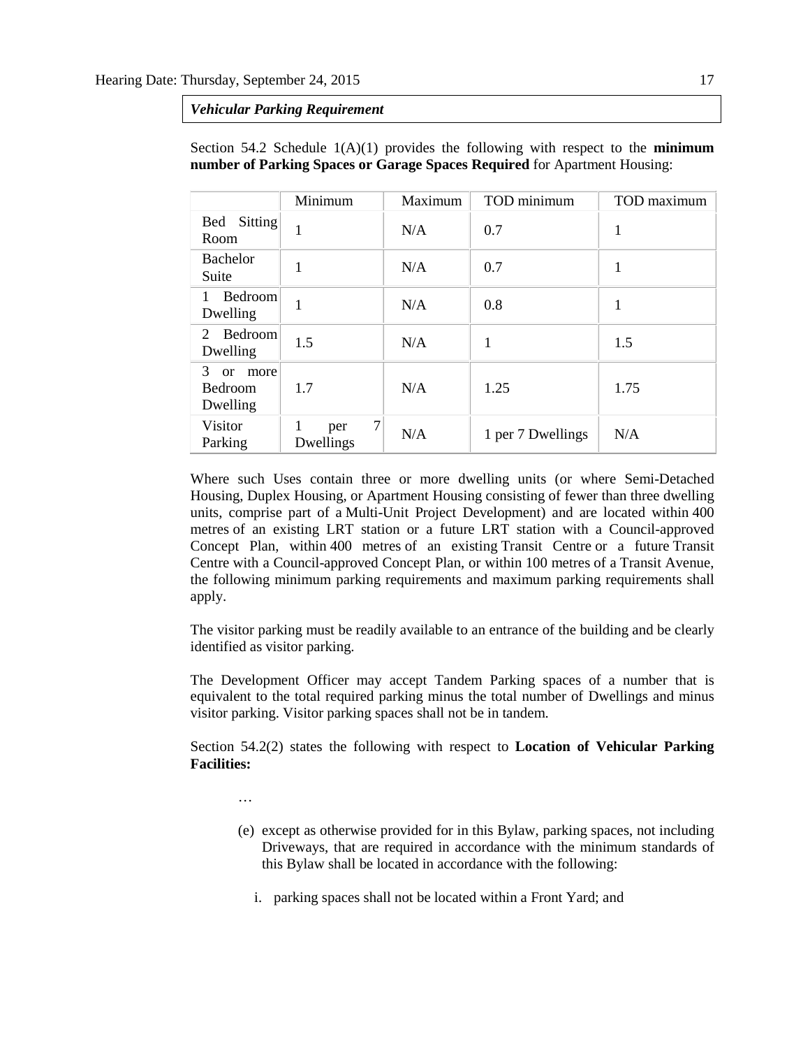***Vehicular Parking Requirement***

Section 54.2 Schedule 1(A)(1) provides the following with respect to the **minimum number of Parking Spaces or Garage Spaces Required** for Apartment Housing:

| | Minimum | Maximum | TOD minimum | TOD maximum |
|---|---|---|---|---|
| Bed Sitting Room | 1 | N/A | 0.7 | 1 |
| Bachelor Suite | 1 | N/A | 0.7 | 1 |
| 1 Bedroom Dwelling | 1 | N/A | 0.8 | 1 |
| 2 Bedroom Dwelling | 1.5 | N/A | 1 | 1.5 |
| 3 or more Bedroom Dwelling | 1.7 | N/A | 1.25 | 1.75 |
| Visitor Parking | 1 per 7 Dwellings | N/A | 1 per 7 Dwellings | N/A |

Where such Uses contain three or more dwelling units (or where Semi-Detached Housing, Duplex Housing, or Apartment Housing consisting of fewer than three dwelling units, comprise part of a Multi-Unit Project Development) and are located within 400 metres of an existing LRT station or a future LRT station with a Council-approved Concept Plan, within 400 metres of an existing Transit Centre or a future Transit Centre with a Council-approved Concept Plan, or within 100 metres of a Transit Avenue, the following minimum parking requirements and maximum parking requirements shall apply.

The visitor parking must be readily available to an entrance of the building and be clearly identified as visitor parking.

The Development Officer may accept Tandem Parking spaces of a number that is equivalent to the total required parking minus the total number of Dwellings and minus visitor parking. Visitor parking spaces shall not be in tandem.

Section 54.2(2) states the following with respect to **Location of Vehicular Parking Facilities:**

…

(e) except as otherwise provided for in this Bylaw, parking spaces, not including Driveways, that are required in accordance with the minimum standards of this Bylaw shall be located in accordance with the following:

i. parking spaces shall not be located within a Front Yard; and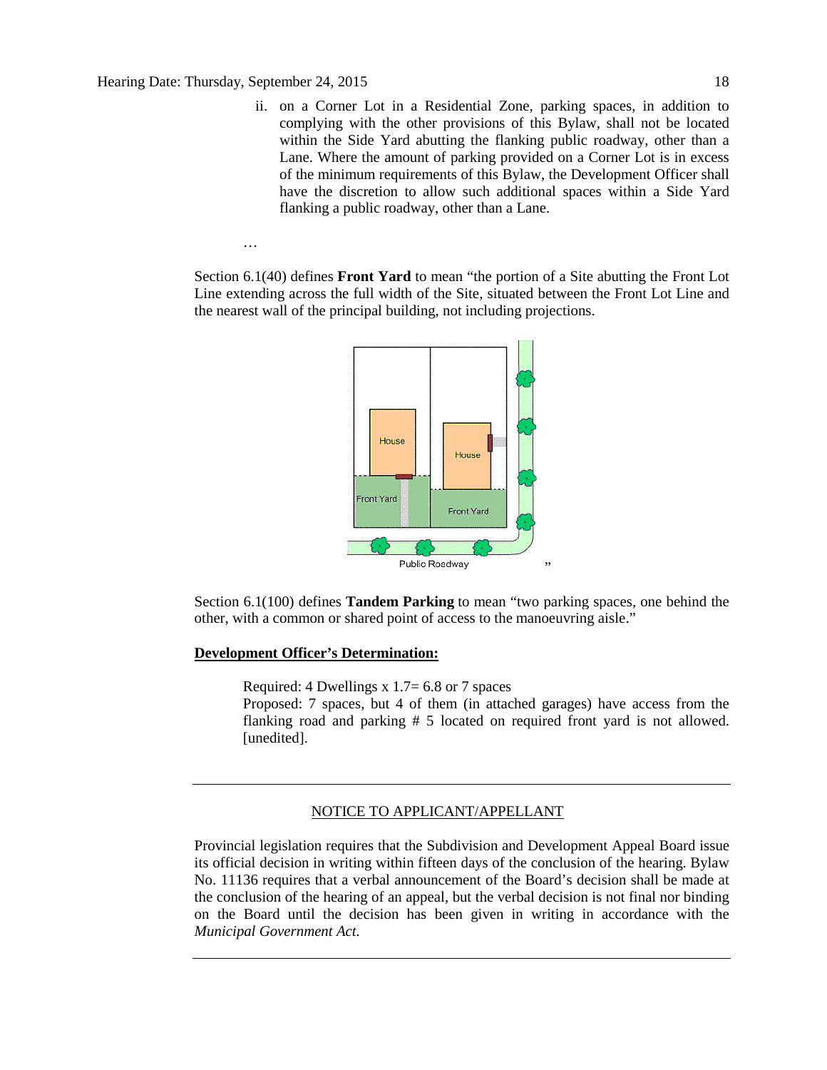ii. on a Corner Lot in a Residential Zone, parking spaces, in addition to complying with the other provisions of this Bylaw, shall not be located within the Side Yard abutting the flanking public roadway, other than a Lane. Where the amount of parking provided on a Corner Lot is in excess of the minimum requirements of this Bylaw, the Development Officer shall have the discretion to allow such additional spaces within a Side Yard flanking a public roadway, other than a Lane.

…

Section 6.1(40) defines **Front Yard** to mean "the portion of a Site abutting the Front Lot Line extending across the full width of the Site, situated between the Front Lot Line and the nearest wall of the principal building, not including projections.

"

Section 6.1(100) defines **Tandem Parking** to mean "two parking spaces, one behind the other, with a common or shared point of access to the manoeuvring aisle."

**Development Officer's Determination:**

Required: 4 Dwellings x 1.7= 6.8 or 7 spaces
Proposed: 7 spaces, but 4 of them (in attached garages) have access from the flanking road and parking # 5 located on required front yard is not allowed. [unedited].

---

NOTICE TO APPLICANT/APPELLANT

Provincial legislation requires that the Subdivision and Development Appeal Board issue its official decision in writing within fifteen days of the conclusion of the hearing. Bylaw No. 11136 requires that a verbal announcement of the Board's decision shall be made at the conclusion of the hearing of an appeal, but the verbal decision is not final nor binding on the Board until the decision has been given in writing in accordance with the *Municipal Government Act.*

---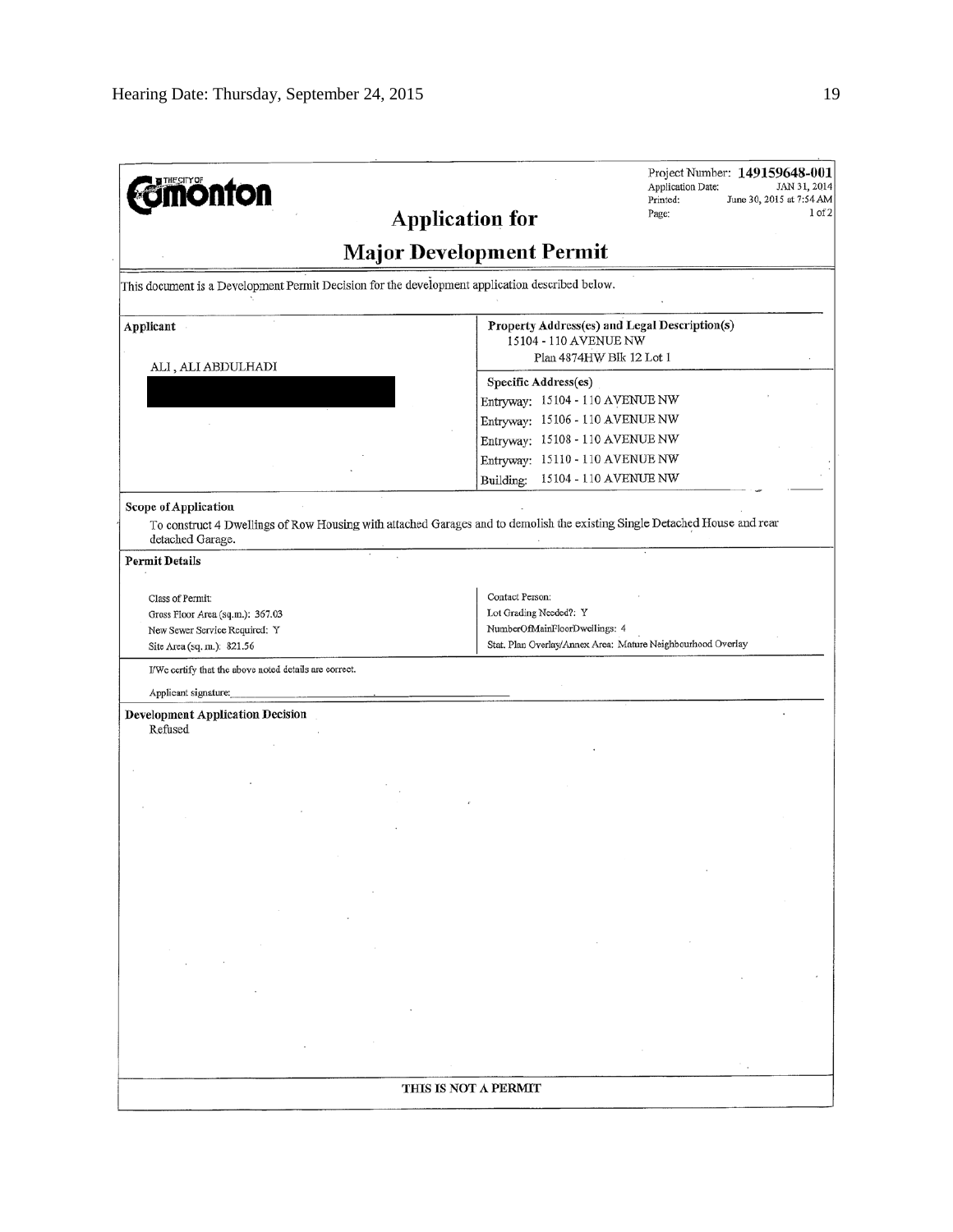**THE CITY OF Edmonton**

Project Number: **149159648-001**
Application Date: JAN 31, 2014
Printed: June 30, 2015 at 7:54 AM
Page: 1 of 2

## Application for

## Major Development Permit

This document is a Development Permit Decision for the development application described below.

**Applicant**

ALI , ALI ABDULHADI

**Property Address(es) and Legal Description(s)**
15104 - 110 AVENUE NW
Plan 4874HW Blk 12 Lot 1

**Specific Address(es)**
Entryway: 15104 - 110 AVENUE NW
Entryway: 15106 - 110 AVENUE NW
Entryway: 15108 - 110 AVENUE NW
Entryway: 15110 - 110 AVENUE NW
Building: 15104 - 110 AVENUE NW

**Scope of Application**

To construct 4 Dwellings of Row Housing with attached Garages and to demolish the existing Single Detached House and rear detached Garage.

**Permit Details**

| | |
|---|---|
| Class of Permit: | Contact Person: |
| Gross Floor Area (sq.m.): 367.03 | Lot Grading Needed?: Y |
| New Sewer Service Required: Y | NumberOfMainFloorDwellings: 4 |
| Site Area (sq. m.): 821.56 | Stat. Plan Overlay/Annex Area: Mature Neighbourhood Overlay |

I/We certify that the above noted details are correct.

Applicant signature:

**Development Application Decision**

Refused

THIS IS NOT A PERMIT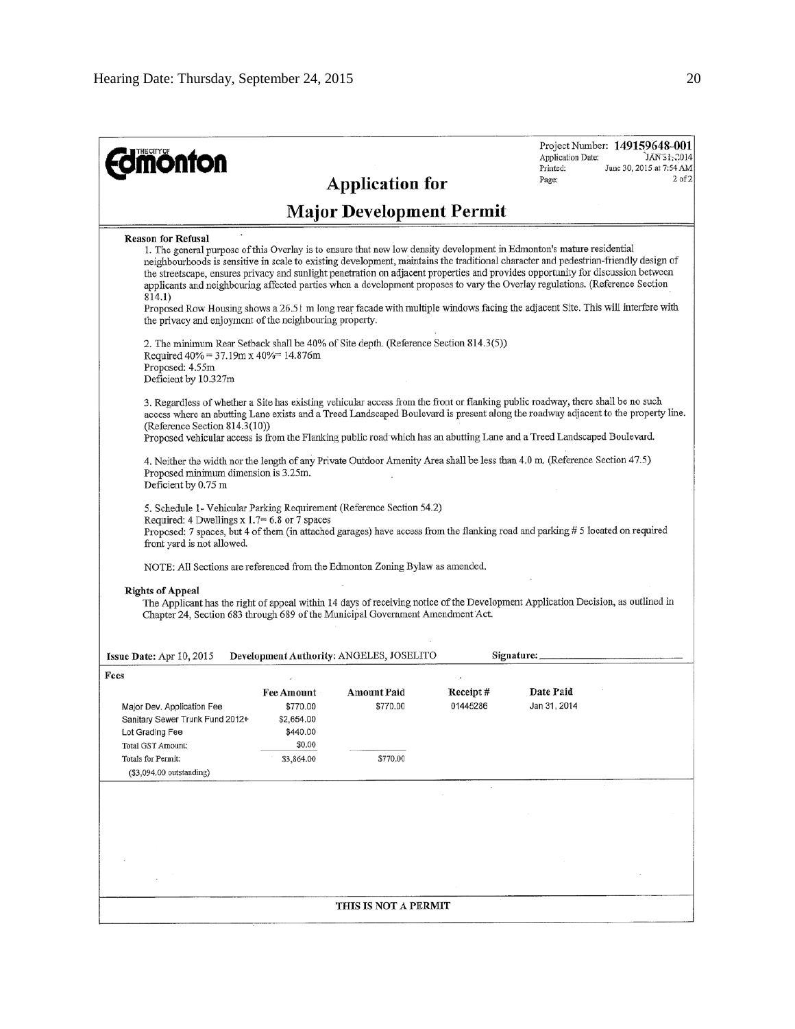**The City of Edmonton**

Project Number: **149159648-001**
Application Date: JAN 31, 2014
Printed: June 30, 2015 at 7:54 AM
Page: 2 of 2

# Application for

# Major Development Permit

**Reason for Refusal**

1. The general purpose of this Overlay is to ensure that new low density development in Edmonton's mature residential neighbourhoods is sensitive in scale to existing development, maintains the traditional character and pedestrian-friendly design of the streetscape, ensures privacy and sunlight penetration on adjacent properties and provides opportunity for discussion between applicants and neighbouring affected parties when a development proposes to vary the Overlay regulations. (Reference Section 814.1)
Proposed Row Housing shows a 26.51 m long rear facade with multiple windows facing the adjacent Site. This will interfere with the privacy and enjoyment of the neighbouring property.

2. The minimum Rear Setback shall be 40% of Site depth. (Reference Section 814.3(5))
Required 40% = 37.19m x 40%= 14.876m
Proposed: 4.55m
Deficient by 10.327m

3. Regardless of whether a Site has existing vehicular access from the front or flanking public roadway, there shall be no such access where an abutting Lane exists and a Treed Landscaped Boulevard is present along the roadway adjacent to the property line. (Reference Section 814.3(10))
Proposed vehicular access is from the Flanking public road which has an abutting Lane and a Treed Landscaped Boulevard.

4. Neither the width nor the length of any Private Outdoor Amenity Area shall be less than 4.0 m. (Reference Section 47.5)
Proposed minimum dimension is 3.25m.
Deficient by 0.75 m

5. Schedule 1- Vehicular Parking Requirement (Reference Section 54.2)
Required: 4 Dwellings x 1.7= 6.8 or 7 spaces
Proposed: 7 spaces, but 4 of them (in attached garages) have access from the flanking road and parking # 5 located on required front yard is not allowed.

NOTE: All Sections are referenced from the Edmonton Zoning Bylaw as amended.

**Rights of Appeal**

The Applicant has the right of appeal within 14 days of receiving notice of the Development Application Decision, as outlined in Chapter 24, Section 683 through 689 of the Municipal Government Amendment Act.

**Issue Date:** Apr 10, 2015 **Development Authority:** ANGELES, JOSELITO **Signature:** ____________

**Fees**

| | Fee Amount | Amount Paid | Receipt # | Date Paid |
|---|---|---|---|---|
| Major Dev. Application Fee | $770.00 | $770.00 | 01445286 | Jan 31, 2014 |
| Sanitary Sewer Trunk Fund 2012+ | $2,654.00 | | | |
| Lot Grading Fee | $440.00 | | | |
| Total GST Amount: | $0.00 | | | |
| Totals for Permit: | $3,864.00 | $770.00 | | |
| ($3,094.00 outstanding) | | | | |

THIS IS NOT A PERMIT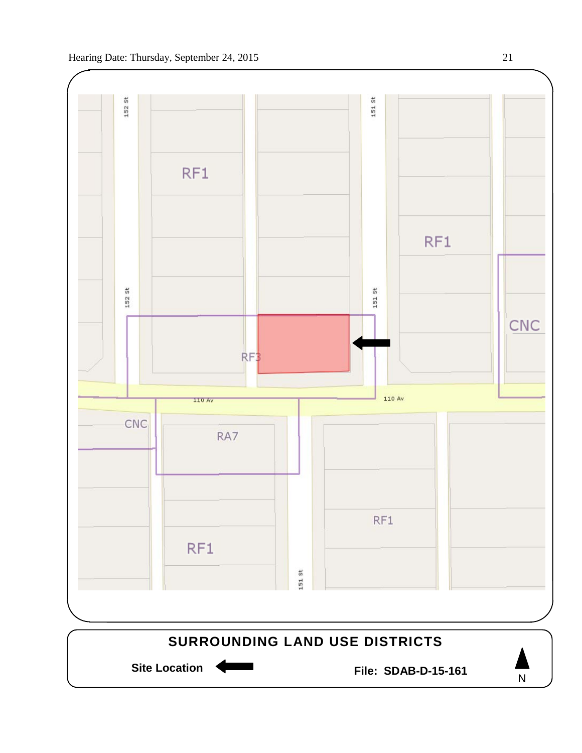152 St

152 St

151 St

151 St

RF1

RF1

CNC

RF3

110 Av

110 Av

CNC

RA7

RF1

RF1

151 St

**SURROUNDING LAND USE DISTRICTS**

**Site Location**

**File: SDAB-D-15-161**

N